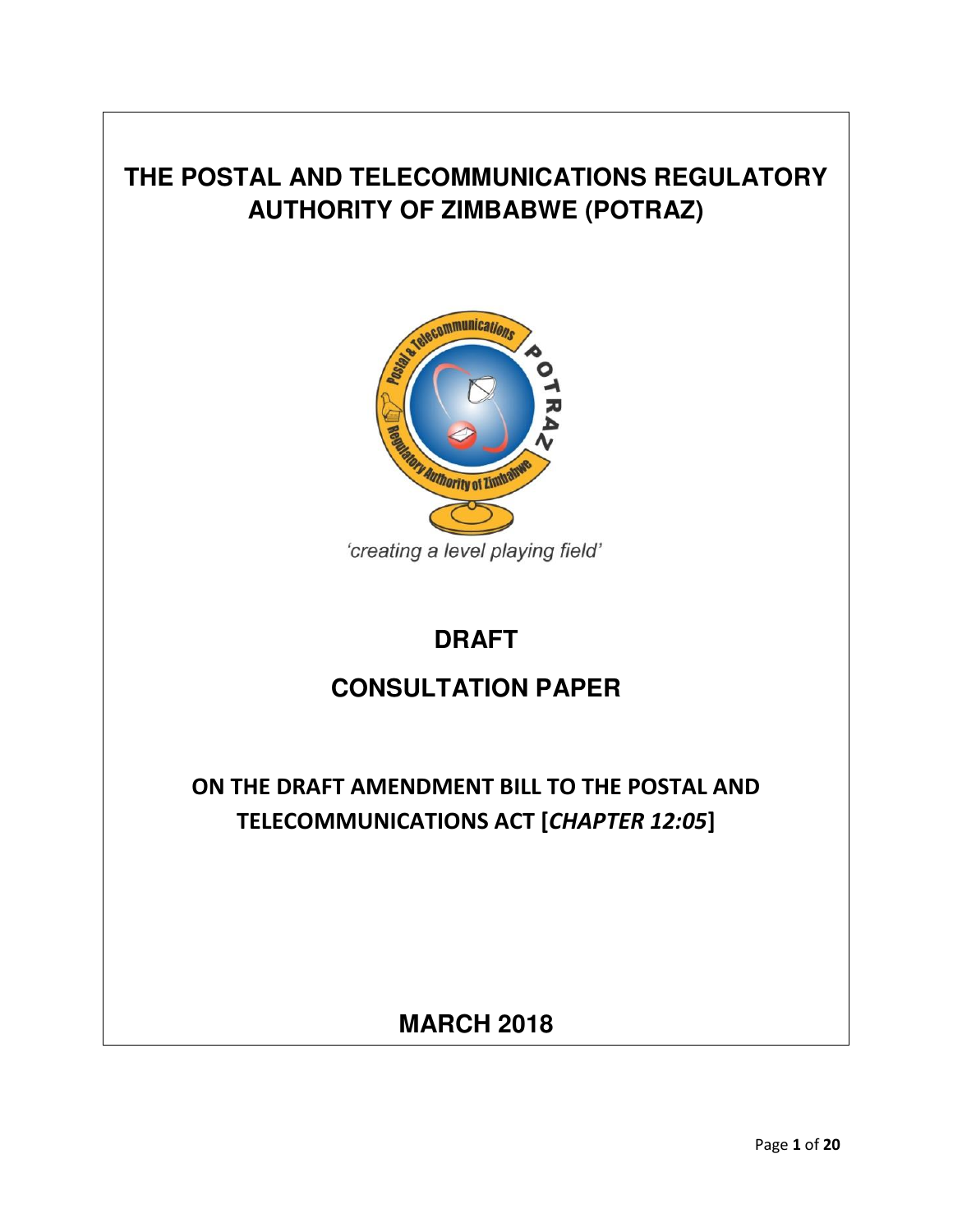# THE POSTAL AND TELECOMMUNICATIONS REGULATORY AUTHORITY OF ZIMBABWE (POTRAZ)

'creating a level playing field'

## DRAFT

## CONSULTATION PAPER

## ON THE DRAFT AMENDMENT BILL TO THE POSTAL AND TELECOMMUNICATIONS ACT [*CHAPTER 12:05*]

**MARCH 2018**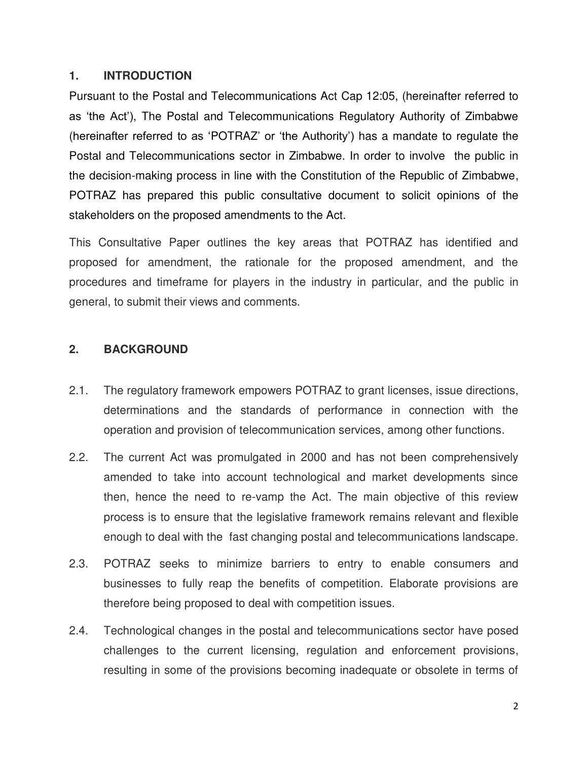## 1. INTRODUCTION

Pursuant to the Postal and Telecommunications Act Cap 12:05, (hereinafter referred to as 'the Act'), The Postal and Telecommunications Regulatory Authority of Zimbabwe (hereinafter referred to as 'POTRAZ' or 'the Authority') has a mandate to regulate the Postal and Telecommunications sector in Zimbabwe. In order to involve the public in the decision-making process in line with the Constitution of the Republic of Zimbabwe, POTRAZ has prepared this public consultative document to solicit opinions of the stakeholders on the proposed amendments to the Act.

This Consultative Paper outlines the key areas that POTRAZ has identified and proposed for amendment, the rationale for the proposed amendment, and the procedures and timeframe for players in the industry in particular, and the public in general, to submit their views and comments.

## 2. BACKGROUND

2.1. The regulatory framework empowers POTRAZ to grant licenses, issue directions, determinations and the standards of performance in connection with the operation and provision of telecommunication services, among other functions.

2.2. The current Act was promulgated in 2000 and has not been comprehensively amended to take into account technological and market developments since then, hence the need to re-vamp the Act. The main objective of this review process is to ensure that the legislative framework remains relevant and flexible enough to deal with the fast changing postal and telecommunications landscape.

2.3. POTRAZ seeks to minimize barriers to entry to enable consumers and businesses to fully reap the benefits of competition. Elaborate provisions are therefore being proposed to deal with competition issues.

2.4. Technological changes in the postal and telecommunications sector have posed challenges to the current licensing, regulation and enforcement provisions, resulting in some of the provisions becoming inadequate or obsolete in terms of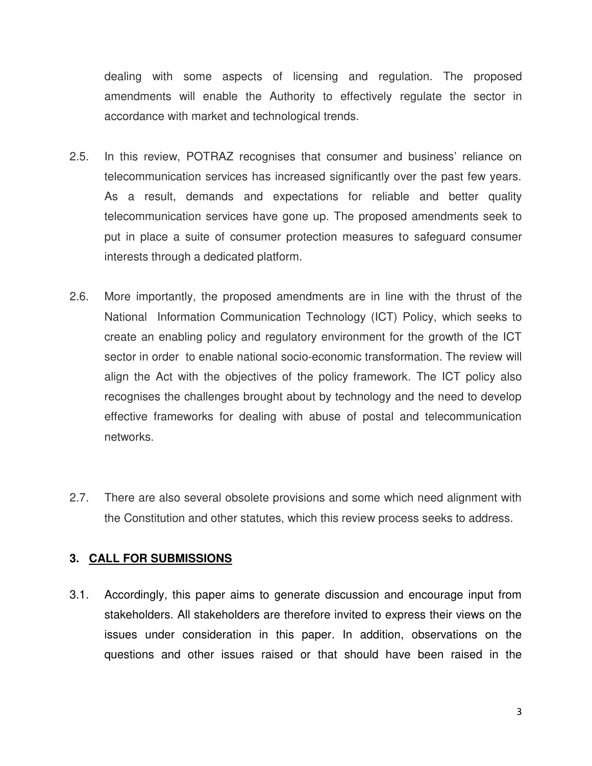dealing with some aspects of licensing and regulation. The proposed amendments will enable the Authority to effectively regulate the sector in accordance with market and technological trends.

2.5. In this review, POTRAZ recognises that consumer and business' reliance on telecommunication services has increased significantly over the past few years. As a result, demands and expectations for reliable and better quality telecommunication services have gone up. The proposed amendments seek to put in place a suite of consumer protection measures to safeguard consumer interests through a dedicated platform.

2.6. More importantly, the proposed amendments are in line with the thrust of the National Information Communication Technology (ICT) Policy, which seeks to create an enabling policy and regulatory environment for the growth of the ICT sector in order to enable national socio-economic transformation. The review will align the Act with the objectives of the policy framework. The ICT policy also recognises the challenges brought about by technology and the need to develop effective frameworks for dealing with abuse of postal and telecommunication networks.

2.7. There are also several obsolete provisions and some which need alignment with the Constitution and other statutes, which this review process seeks to address.

## 3. CALL FOR SUBMISSIONS

3.1. Accordingly, this paper aims to generate discussion and encourage input from stakeholders. All stakeholders are therefore invited to express their views on the issues under consideration in this paper. In addition, observations on the questions and other issues raised or that should have been raised in the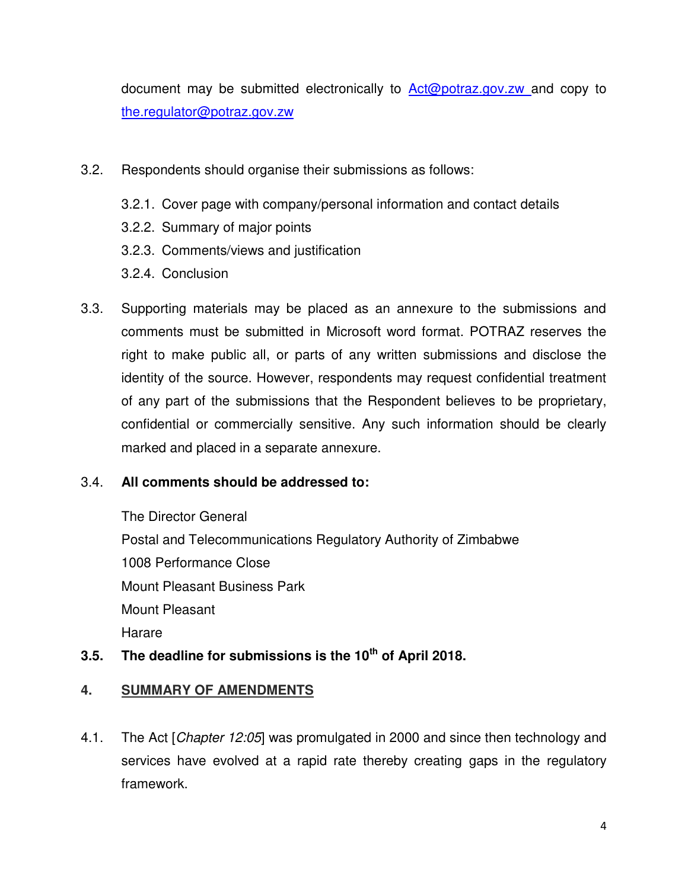document may be submitted electronically to Act@potraz.gov.zw and copy to the.regulator@potraz.gov.zw

3.2. Respondents should organise their submissions as follows:

3.2.1. Cover page with company/personal information and contact details

3.2.2. Summary of major points

3.2.3. Comments/views and justification

3.2.4. Conclusion

3.3. Supporting materials may be placed as an annexure to the submissions and comments must be submitted in Microsoft word format. POTRAZ reserves the right to make public all, or parts of any written submissions and disclose the identity of the source. However, respondents may request confidential treatment of any part of the submissions that the Respondent believes to be proprietary, confidential or commercially sensitive. Any such information should be clearly marked and placed in a separate annexure.

3.4. **All comments should be addressed to:**

The Director General
Postal and Telecommunications Regulatory Authority of Zimbabwe
1008 Performance Close
Mount Pleasant Business Park
Mount Pleasant
Harare

**3.5. The deadline for submissions is the 10th of April 2018.**

## 4. SUMMARY OF AMENDMENTS

4.1. The Act [*Chapter 12:05*] was promulgated in 2000 and since then technology and services have evolved at a rapid rate thereby creating gaps in the regulatory framework.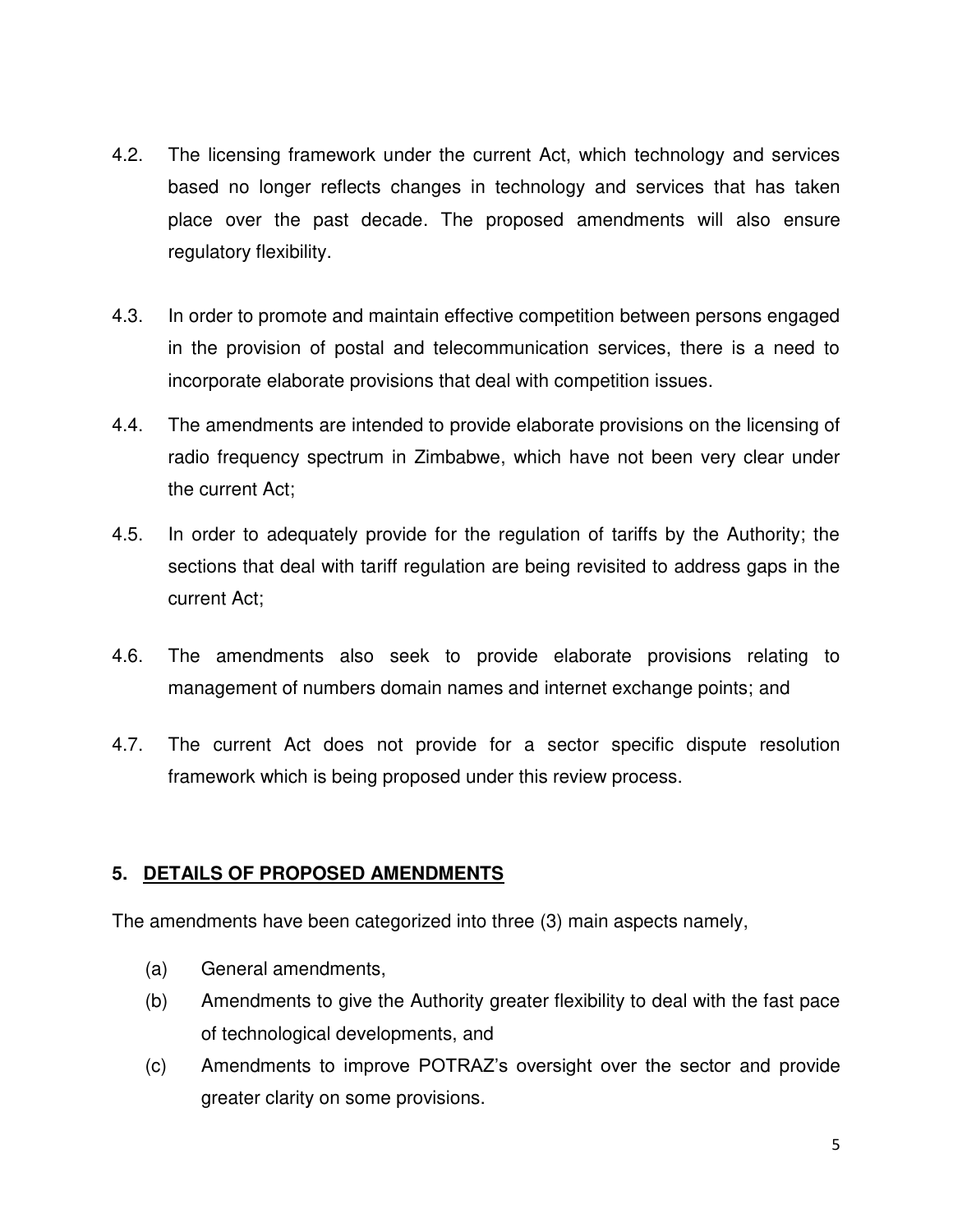4.2. The licensing framework under the current Act, which technology and services based no longer reflects changes in technology and services that has taken place over the past decade. The proposed amendments will also ensure regulatory flexibility.

4.3. In order to promote and maintain effective competition between persons engaged in the provision of postal and telecommunication services, there is a need to incorporate elaborate provisions that deal with competition issues.

4.4. The amendments are intended to provide elaborate provisions on the licensing of radio frequency spectrum in Zimbabwe, which have not been very clear under the current Act;

4.5. In order to adequately provide for the regulation of tariffs by the Authority; the sections that deal with tariff regulation are being revisited to address gaps in the current Act;

4.6. The amendments also seek to provide elaborate provisions relating to management of numbers domain names and internet exchange points; and

4.7. The current Act does not provide for a sector specific dispute resolution framework which is being proposed under this review process.

## 5. DETAILS OF PROPOSED AMENDMENTS

The amendments have been categorized into three (3) main aspects namely,

(a) General amendments,

(b) Amendments to give the Authority greater flexibility to deal with the fast pace of technological developments, and

(c) Amendments to improve POTRAZ's oversight over the sector and provide greater clarity on some provisions.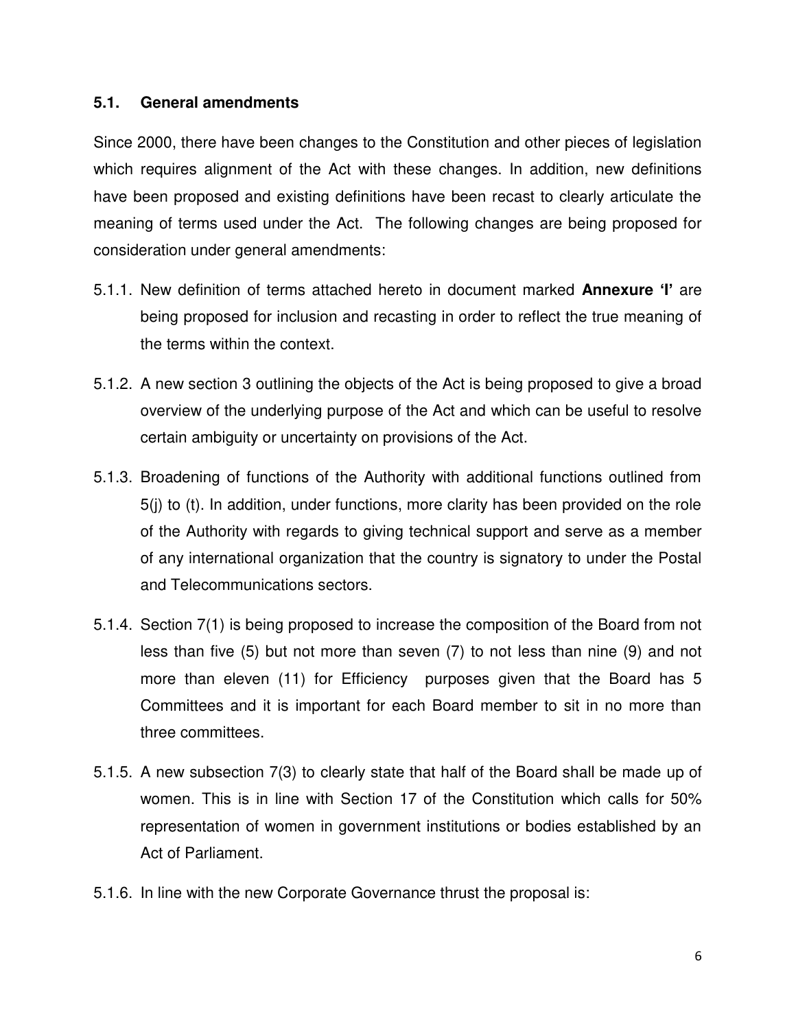### 5.1. General amendments

Since 2000, there have been changes to the Constitution and other pieces of legislation which requires alignment of the Act with these changes. In addition, new definitions have been proposed and existing definitions have been recast to clearly articulate the meaning of terms used under the Act. The following changes are being proposed for consideration under general amendments:

5.1.1. New definition of terms attached hereto in document marked **Annexure 'I'** are being proposed for inclusion and recasting in order to reflect the true meaning of the terms within the context.

5.1.2. A new section 3 outlining the objects of the Act is being proposed to give a broad overview of the underlying purpose of the Act and which can be useful to resolve certain ambiguity or uncertainty on provisions of the Act.

5.1.3. Broadening of functions of the Authority with additional functions outlined from 5(j) to (t). In addition, under functions, more clarity has been provided on the role of the Authority with regards to giving technical support and serve as a member of any international organization that the country is signatory to under the Postal and Telecommunications sectors.

5.1.4. Section 7(1) is being proposed to increase the composition of the Board from not less than five (5) but not more than seven (7) to not less than nine (9) and not more than eleven (11) for Efficiency purposes given that the Board has 5 Committees and it is important for each Board member to sit in no more than three committees.

5.1.5. A new subsection 7(3) to clearly state that half of the Board shall be made up of women. This is in line with Section 17 of the Constitution which calls for 50% representation of women in government institutions or bodies established by an Act of Parliament.

5.1.6. In line with the new Corporate Governance thrust the proposal is: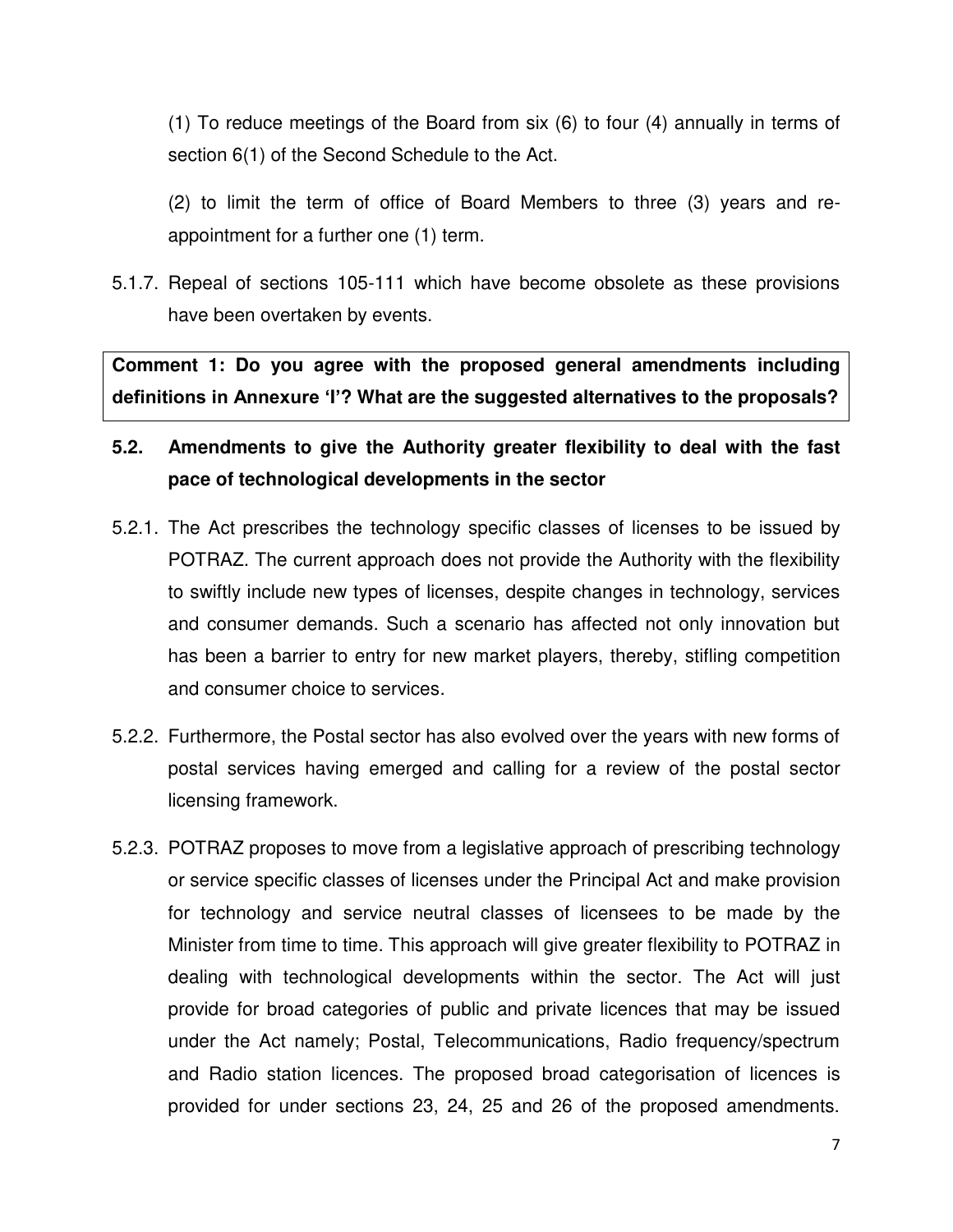(1) To reduce meetings of the Board from six (6) to four (4) annually in terms of section 6(1) of the Second Schedule to the Act.

(2) to limit the term of office of Board Members to three (3) years and re-appointment for a further one (1) term.

5.1.7. Repeal of sections 105-111 which have become obsolete as these provisions have been overtaken by events.

**Comment 1: Do you agree with the proposed general amendments including definitions in Annexure 'I'? What are the suggested alternatives to the proposals?**

## 5.2. Amendments to give the Authority greater flexibility to deal with the fast pace of technological developments in the sector

5.2.1. The Act prescribes the technology specific classes of licenses to be issued by POTRAZ. The current approach does not provide the Authority with the flexibility to swiftly include new types of licenses, despite changes in technology, services and consumer demands. Such a scenario has affected not only innovation but has been a barrier to entry for new market players, thereby, stifling competition and consumer choice to services.

5.2.2. Furthermore, the Postal sector has also evolved over the years with new forms of postal services having emerged and calling for a review of the postal sector licensing framework.

5.2.3. POTRAZ proposes to move from a legislative approach of prescribing technology or service specific classes of licenses under the Principal Act and make provision for technology and service neutral classes of licensees to be made by the Minister from time to time. This approach will give greater flexibility to POTRAZ in dealing with technological developments within the sector. The Act will just provide for broad categories of public and private licences that may be issued under the Act namely; Postal, Telecommunications, Radio frequency/spectrum and Radio station licences. The proposed broad categorisation of licences is provided for under sections 23, 24, 25 and 26 of the proposed amendments.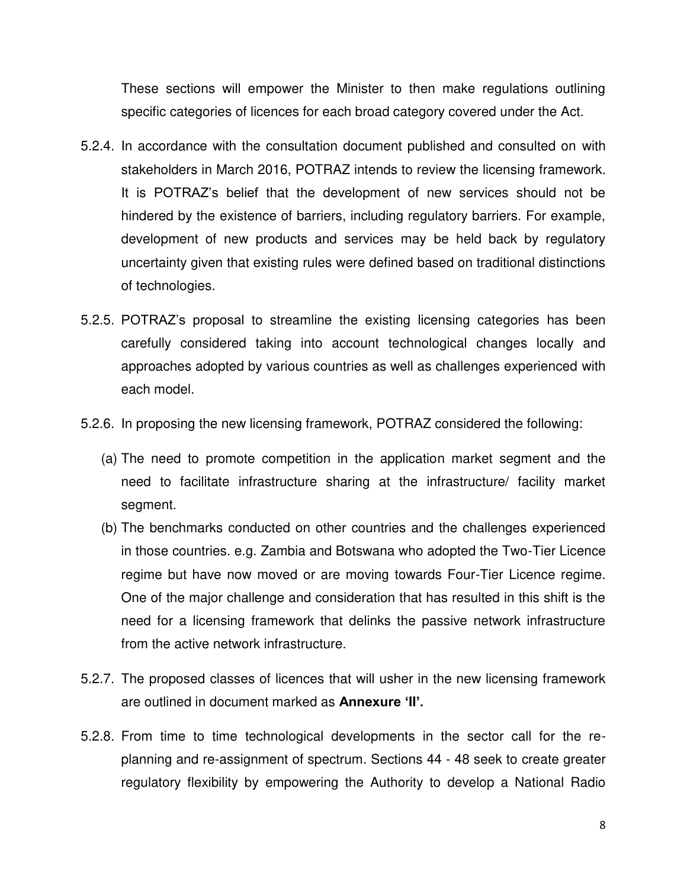These sections will empower the Minister to then make regulations outlining specific categories of licences for each broad category covered under the Act.

5.2.4. In accordance with the consultation document published and consulted on with stakeholders in March 2016, POTRAZ intends to review the licensing framework. It is POTRAZ's belief that the development of new services should not be hindered by the existence of barriers, including regulatory barriers. For example, development of new products and services may be held back by regulatory uncertainty given that existing rules were defined based on traditional distinctions of technologies.

5.2.5. POTRAZ's proposal to streamline the existing licensing categories has been carefully considered taking into account technological changes locally and approaches adopted by various countries as well as challenges experienced with each model.

5.2.6. In proposing the new licensing framework, POTRAZ considered the following:

(a) The need to promote competition in the application market segment and the need to facilitate infrastructure sharing at the infrastructure/ facility market segment.

(b) The benchmarks conducted on other countries and the challenges experienced in those countries. e.g. Zambia and Botswana who adopted the Two-Tier Licence regime but have now moved or are moving towards Four-Tier Licence regime. One of the major challenge and consideration that has resulted in this shift is the need for a licensing framework that delinks the passive network infrastructure from the active network infrastructure.

5.2.7. The proposed classes of licences that will usher in the new licensing framework are outlined in document marked as **Annexure 'II'.**

5.2.8. From time to time technological developments in the sector call for the re-planning and re-assignment of spectrum. Sections 44 - 48 seek to create greater regulatory flexibility by empowering the Authority to develop a National Radio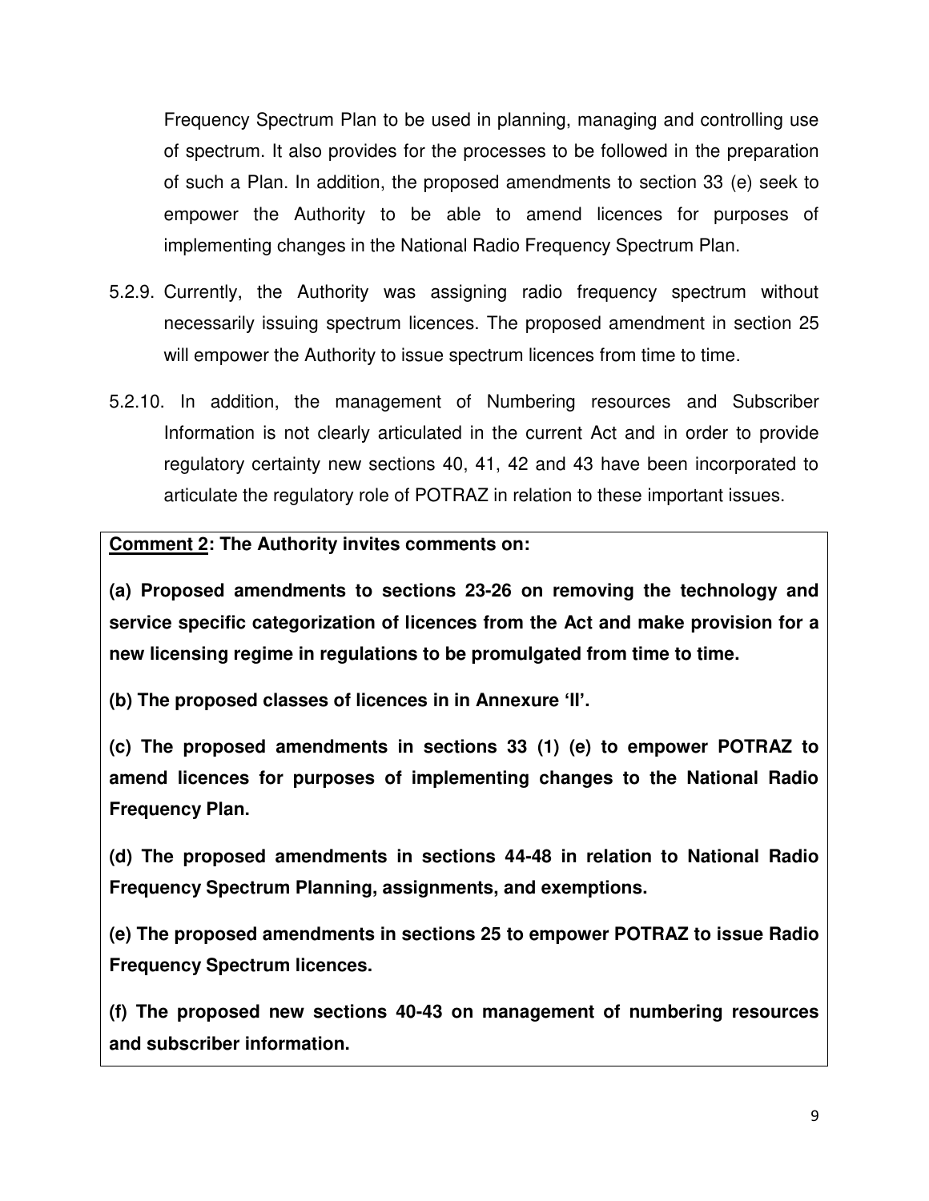Frequency Spectrum Plan to be used in planning, managing and controlling use of spectrum. It also provides for the processes to be followed in the preparation of such a Plan. In addition, the proposed amendments to section 33 (e) seek to empower the Authority to be able to amend licences for purposes of implementing changes in the National Radio Frequency Spectrum Plan.

5.2.9. Currently, the Authority was assigning radio frequency spectrum without necessarily issuing spectrum licences. The proposed amendment in section 25 will empower the Authority to issue spectrum licences from time to time.

5.2.10. In addition, the management of Numbering resources and Subscriber Information is not clearly articulated in the current Act and in order to provide regulatory certainty new sections 40, 41, 42 and 43 have been incorporated to articulate the regulatory role of POTRAZ in relation to these important issues.

**<u>Comment 2</u>: The Authority invites comments on:**

**(a) Proposed amendments to sections 23-26 on removing the technology and service specific categorization of licences from the Act and make provision for a new licensing regime in regulations to be promulgated from time to time.**

**(b) The proposed classes of licences in in Annexure 'II'.**

**(c) The proposed amendments in sections 33 (1) (e) to empower POTRAZ to amend licences for purposes of implementing changes to the National Radio Frequency Plan.**

**(d) The proposed amendments in sections 44-48 in relation to National Radio Frequency Spectrum Planning, assignments, and exemptions.**

**(e) The proposed amendments in sections 25 to empower POTRAZ to issue Radio Frequency Spectrum licences.**

**(f) The proposed new sections 40-43 on management of numbering resources and subscriber information.**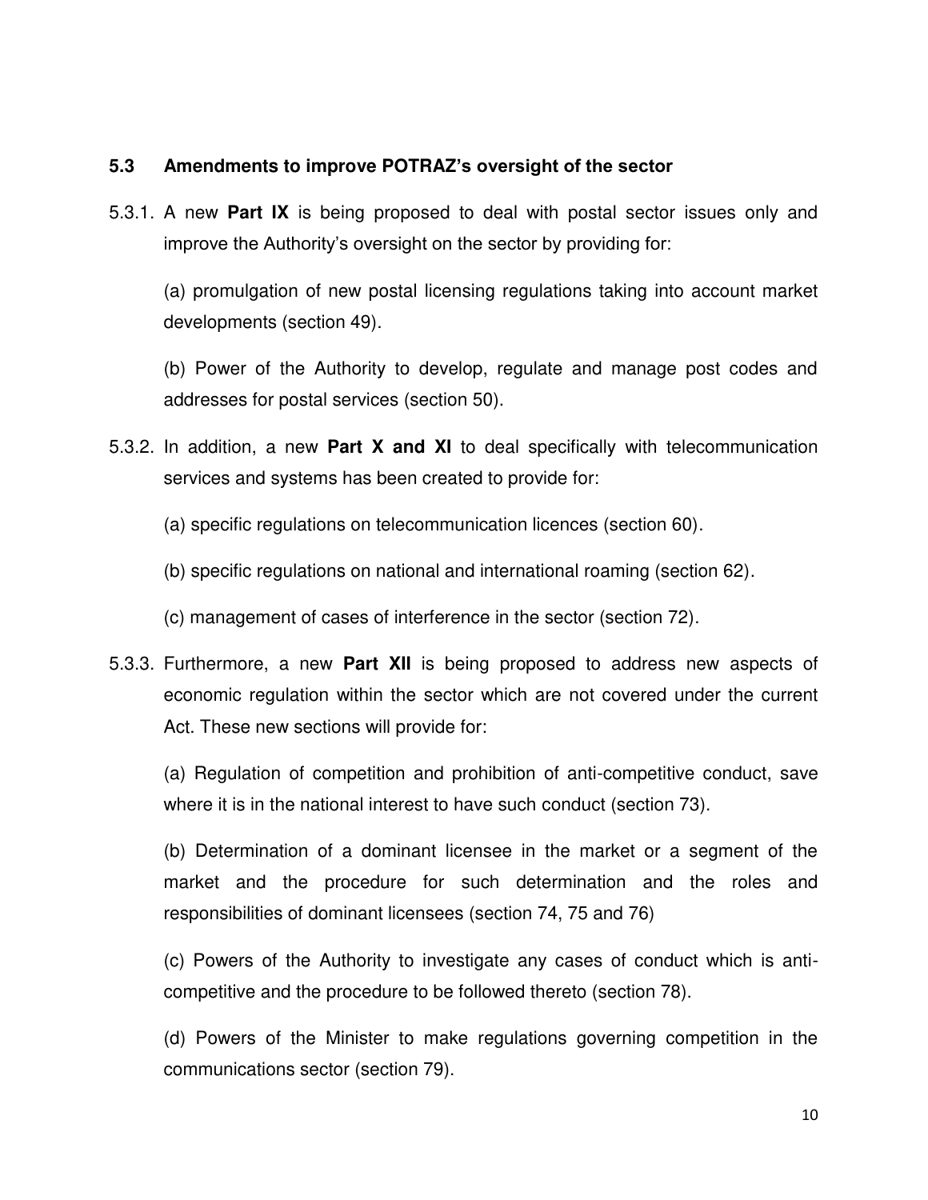### 5.3 Amendments to improve POTRAZ's oversight of the sector

5.3.1. A new **Part IX** is being proposed to deal with postal sector issues only and improve the Authority's oversight on the sector by providing for:

(a) promulgation of new postal licensing regulations taking into account market developments (section 49).

(b) Power of the Authority to develop, regulate and manage post codes and addresses for postal services (section 50).

5.3.2. In addition, a new **Part X and XI** to deal specifically with telecommunication services and systems has been created to provide for:

(a) specific regulations on telecommunication licences (section 60).

(b) specific regulations on national and international roaming (section 62).

(c) management of cases of interference in the sector (section 72).

5.3.3. Furthermore, a new **Part XII** is being proposed to address new aspects of economic regulation within the sector which are not covered under the current Act. These new sections will provide for:

(a) Regulation of competition and prohibition of anti-competitive conduct, save where it is in the national interest to have such conduct (section 73).

(b) Determination of a dominant licensee in the market or a segment of the market and the procedure for such determination and the roles and responsibilities of dominant licensees (section 74, 75 and 76)

(c) Powers of the Authority to investigate any cases of conduct which is anti-competitive and the procedure to be followed thereto (section 78).

(d) Powers of the Minister to make regulations governing competition in the communications sector (section 79).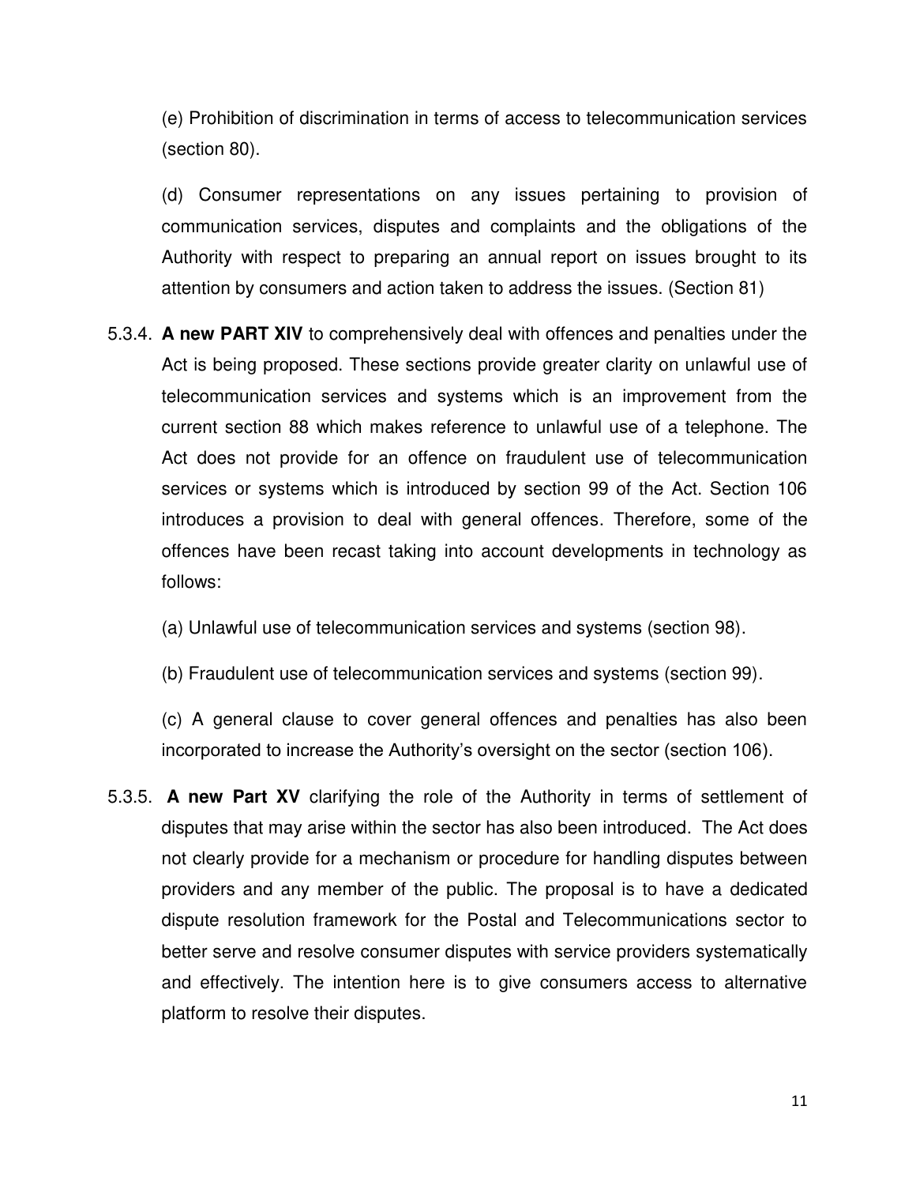(e) Prohibition of discrimination in terms of access to telecommunication services (section 80).

(d) Consumer representations on any issues pertaining to provision of communication services, disputes and complaints and the obligations of the Authority with respect to preparing an annual report on issues brought to its attention by consumers and action taken to address the issues. (Section 81)

5.3.4. **A new PART XIV** to comprehensively deal with offences and penalties under the Act is being proposed. These sections provide greater clarity on unlawful use of telecommunication services and systems which is an improvement from the current section 88 which makes reference to unlawful use of a telephone. The Act does not provide for an offence on fraudulent use of telecommunication services or systems which is introduced by section 99 of the Act. Section 106 introduces a provision to deal with general offences. Therefore, some of the offences have been recast taking into account developments in technology as follows:

(a) Unlawful use of telecommunication services and systems (section 98).

(b) Fraudulent use of telecommunication services and systems (section 99).

(c) A general clause to cover general offences and penalties has also been incorporated to increase the Authority's oversight on the sector (section 106).

5.3.5. **A new Part XV** clarifying the role of the Authority in terms of settlement of disputes that may arise within the sector has also been introduced. The Act does not clearly provide for a mechanism or procedure for handling disputes between providers and any member of the public. The proposal is to have a dedicated dispute resolution framework for the Postal and Telecommunications sector to better serve and resolve consumer disputes with service providers systematically and effectively. The intention here is to give consumers access to alternative platform to resolve their disputes.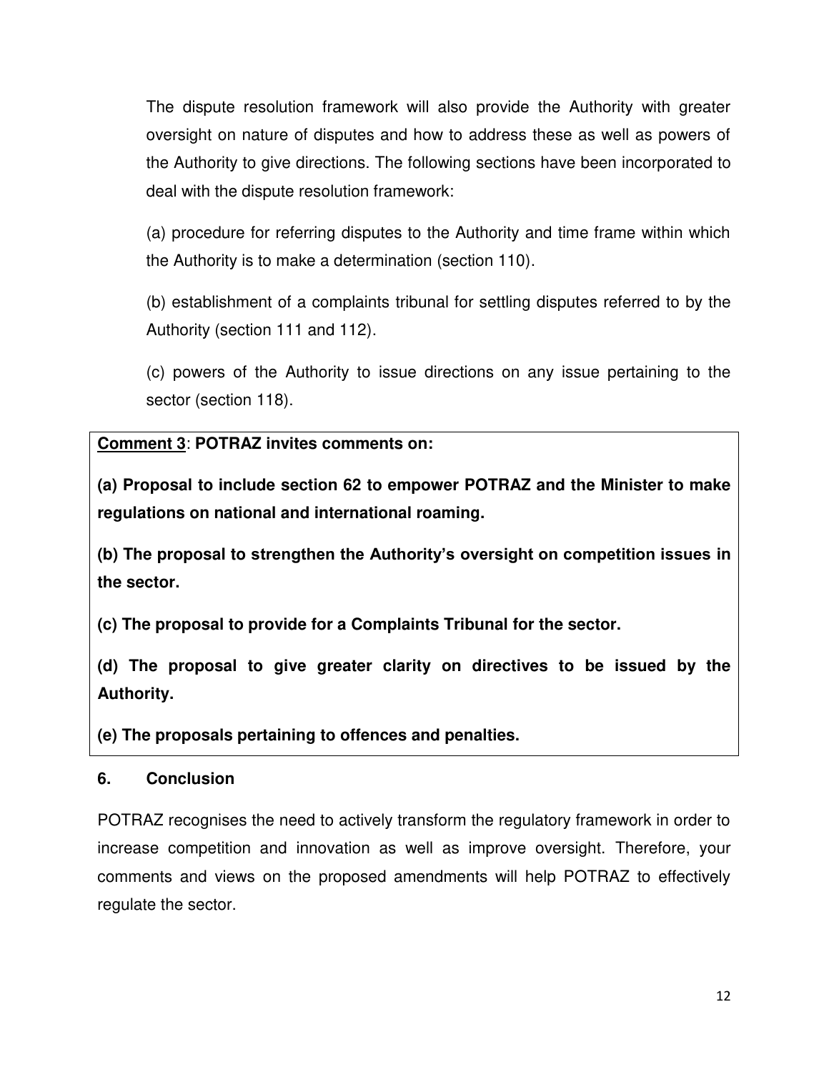The dispute resolution framework will also provide the Authority with greater oversight on nature of disputes and how to address these as well as powers of the Authority to give directions. The following sections have been incorporated to deal with the dispute resolution framework:

(a) procedure for referring disputes to the Authority and time frame within which the Authority is to make a determination (section 110).

(b) establishment of a complaints tribunal for settling disputes referred to by the Authority (section 111 and 112).

(c) powers of the Authority to issue directions on any issue pertaining to the sector (section 118).

**<u>Comment 3</u>: POTRAZ invites comments on:**

**(a) Proposal to include section 62 to empower POTRAZ and the Minister to make regulations on national and international roaming.**

**(b) The proposal to strengthen the Authority's oversight on competition issues in the sector.**

**(c) The proposal to provide for a Complaints Tribunal for the sector.**

**(d) The proposal to give greater clarity on directives to be issued by the Authority.**

**(e) The proposals pertaining to offences and penalties.**

## 6. Conclusion

POTRAZ recognises the need to actively transform the regulatory framework in order to increase competition and innovation as well as improve oversight. Therefore, your comments and views on the proposed amendments will help POTRAZ to effectively regulate the sector.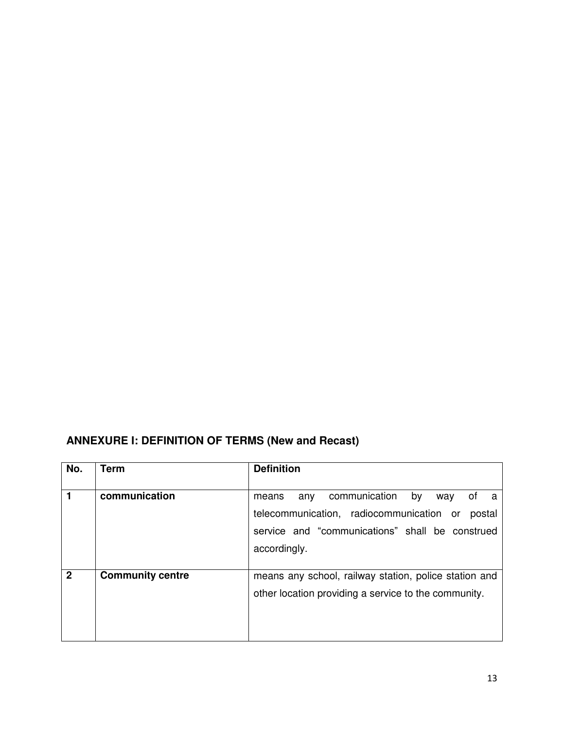## ANNEXURE I: DEFINITION OF TERMS (New and Recast)

| No. | Term | Definition |
|---|---|---|
| **1** | **communication** | means any communication by way of a telecommunication, radiocommunication or postal service and “communications” shall be construed accordingly. |
| **2** | **Community centre** | means any school, railway station, police station and other location providing a service to the community. |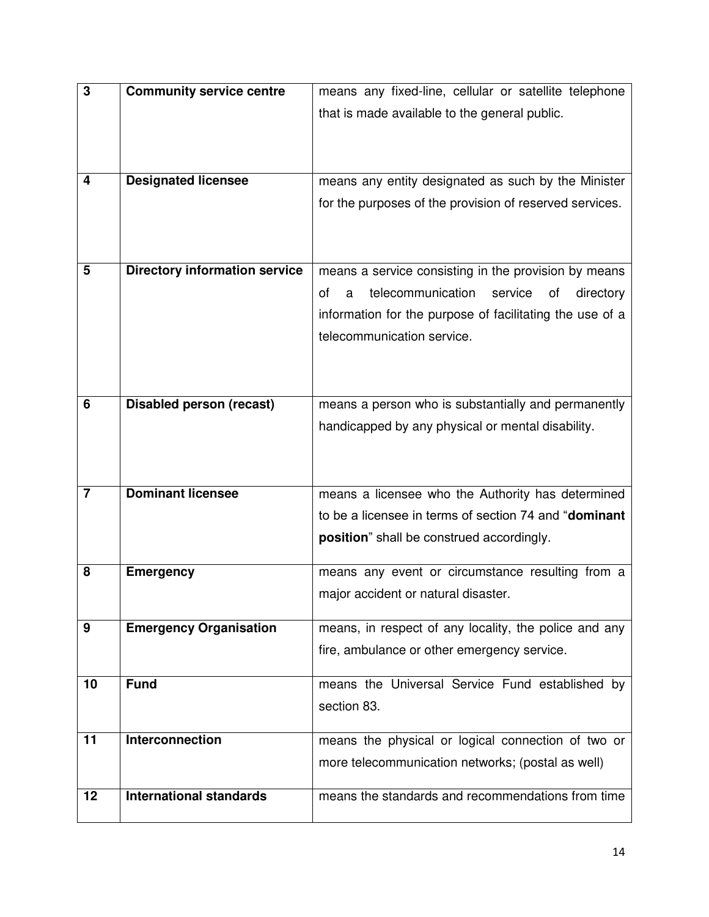| | | |
|---|---|---|
| **3** | **Community service centre** | means any fixed-line, cellular or satellite telephone that is made available to the general public. |
| **4** | **Designated licensee** | means any entity designated as such by the Minister for the purposes of the provision of reserved services. |
| **5** | **Directory information service** | means a service consisting in the provision by means of a telecommunication service of directory information for the purpose of facilitating the use of a telecommunication service. |
| **6** | **Disabled person (recast)** | means a person who is substantially and permanently handicapped by any physical or mental disability. |
| **7** | **Dominant licensee** | means a licensee who the Authority has determined to be a licensee in terms of section 74 and "**dominant position**" shall be construed accordingly. |
| **8** | **Emergency** | means any event or circumstance resulting from a major accident or natural disaster. |
| **9** | **Emergency Organisation** | means, in respect of any locality, the police and any fire, ambulance or other emergency service. |
| **10** | **Fund** | means the Universal Service Fund established by section 83. |
| **11** | **Interconnection** | means the physical or logical connection of two or more telecommunication networks; (postal as well) |
| **12** | **International standards** | means the standards and recommendations from time |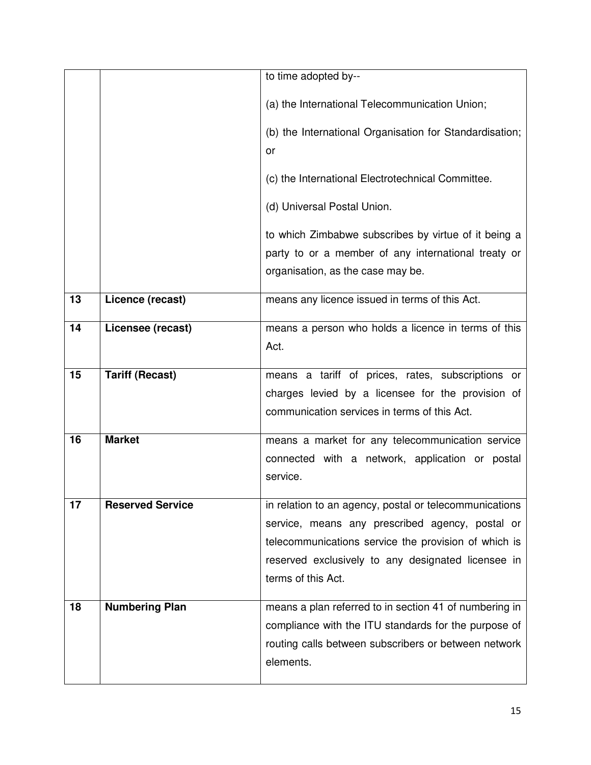| | | |
|---|---|---|
| | | to time adopted by--<br><br>(a) the International Telecommunication Union;<br><br>(b) the International Organisation for Standardisation; or<br><br>(c) the International Electrotechnical Committee.<br><br>(d) Universal Postal Union.<br><br>to which Zimbabwe subscribes by virtue of it being a party to or a member of any international treaty or organisation, as the case may be. |
| **13** | **Licence (recast)** | means any licence issued in terms of this Act. |
| **14** | **Licensee (recast)** | means a person who holds a licence in terms of this Act. |
| **15** | **Tariff (Recast)** | means a tariff of prices, rates, subscriptions or charges levied by a licensee for the provision of communication services in terms of this Act. |
| **16** | **Market** | means a market for any telecommunication service connected with a network, application or postal service. |
| **17** | **Reserved Service** | in relation to an agency, postal or telecommunications service, means any prescribed agency, postal or telecommunications service the provision of which is reserved exclusively to any designated licensee in terms of this Act. |
| **18** | **Numbering Plan** | means a plan referred to in section 41 of numbering in compliance with the ITU standards for the purpose of routing calls between subscribers or between network elements. |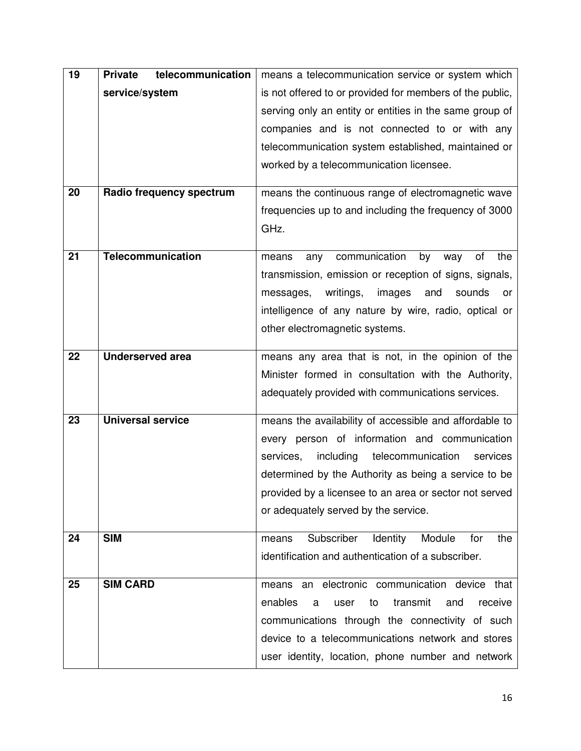| | | |
|---|---|---|
| **19** | **Private telecommunication service/system** | means a telecommunication service or system which is not offered to or provided for members of the public, serving only an entity or entities in the same group of companies and is not connected to or with any telecommunication system established, maintained or worked by a telecommunication licensee. |
| **20** | **Radio frequency spectrum** | means the continuous range of electromagnetic wave frequencies up to and including the frequency of 3000 GHz. |
| **21** | **Telecommunication** | means any communication by way of the transmission, emission or reception of signs, signals, messages, writings, images and sounds or intelligence of any nature by wire, radio, optical or other electromagnetic systems. |
| **22** | **Underserved area** | means any area that is not, in the opinion of the Minister formed in consultation with the Authority, adequately provided with communications services. |
| **23** | **Universal service** | means the availability of accessible and affordable to every person of information and communication services, including telecommunication services determined by the Authority as being a service to be provided by a licensee to an area or sector not served or adequately served by the service. |
| **24** | **SIM** | means Subscriber Identity Module for the identification and authentication of a subscriber. |
| **25** | **SIM CARD** | means an electronic communication device that enables a user to transmit and receive communications through the connectivity of such device to a telecommunications network and stores user identity, location, phone number and network |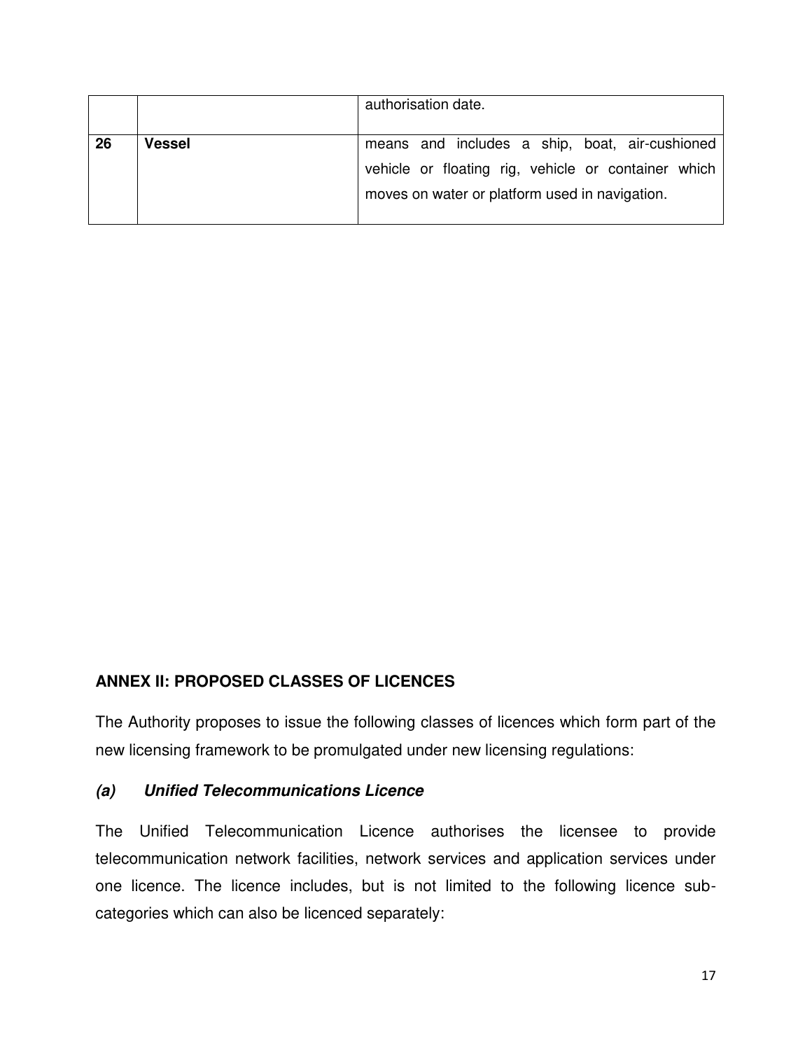| | | |
|---|---|---|
| | | authorisation date. |
| **26** | **Vessel** | means and includes a ship, boat, air-cushioned vehicle or floating rig, vehicle or container which moves on water or platform used in navigation. |

## ANNEX II: PROPOSED CLASSES OF LICENCES

The Authority proposes to issue the following classes of licences which form part of the new licensing framework to be promulgated under new licensing regulations:

### *(a) Unified Telecommunications Licence*

The Unified Telecommunication Licence authorises the licensee to provide telecommunication network facilities, network services and application services under one licence. The licence includes, but is not limited to the following licence sub-categories which can also be licenced separately: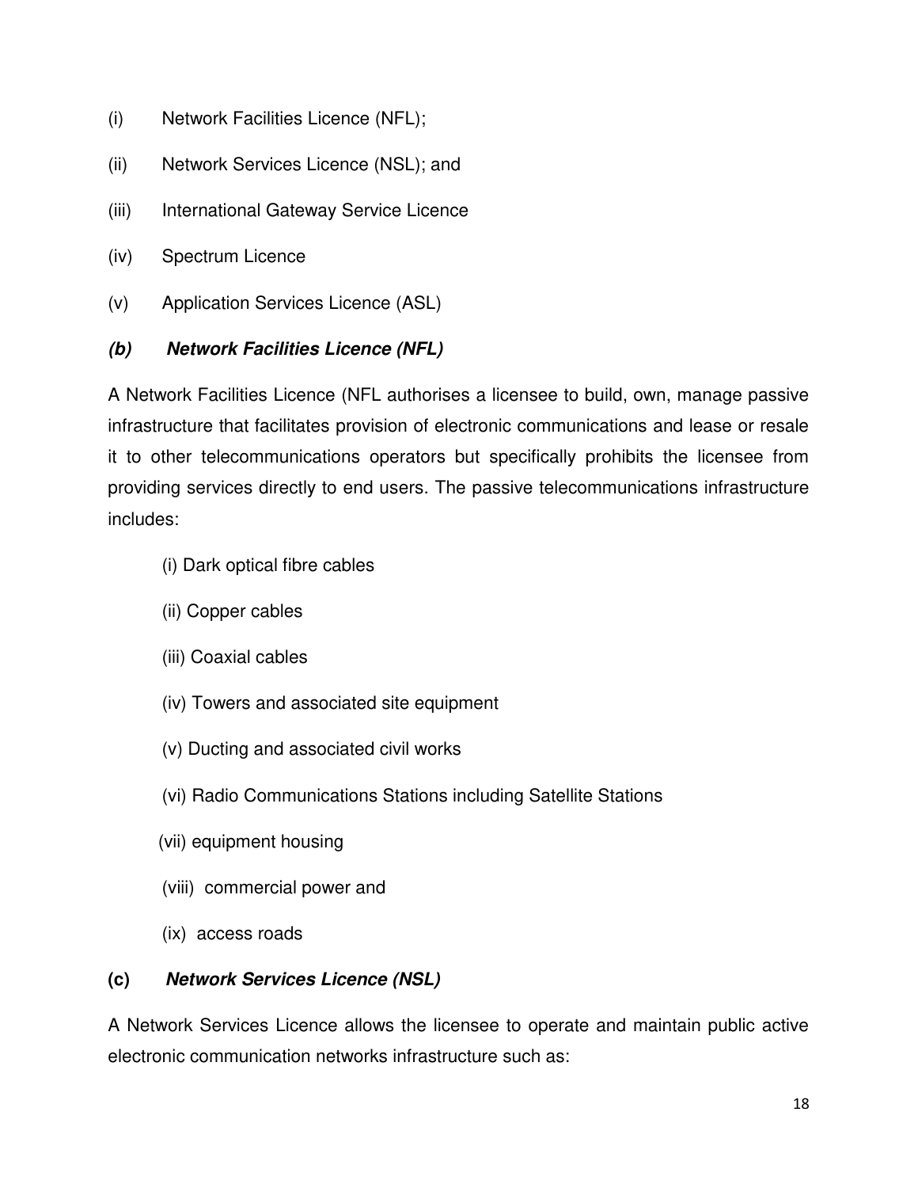(i) Network Facilities Licence (NFL);

(ii) Network Services Licence (NSL); and

(iii) International Gateway Service Licence

(iv) Spectrum Licence

(v) Application Services Licence (ASL)

***(b) Network Facilities Licence (NFL)***

A Network Facilities Licence (NFL authorises a licensee to build, own, manage passive infrastructure that facilitates provision of electronic communications and lease or resale it to other telecommunications operators but specifically prohibits the licensee from providing services directly to end users. The passive telecommunications infrastructure includes:

(i) Dark optical fibre cables

(ii) Copper cables

(iii) Coaxial cables

(iv) Towers and associated site equipment

(v) Ducting and associated civil works

(vi) Radio Communications Stations including Satellite Stations

(vii) equipment housing

(viii) commercial power and

(ix) access roads

**(c)** ***Network Services Licence (NSL)***

A Network Services Licence allows the licensee to operate and maintain public active electronic communication networks infrastructure such as: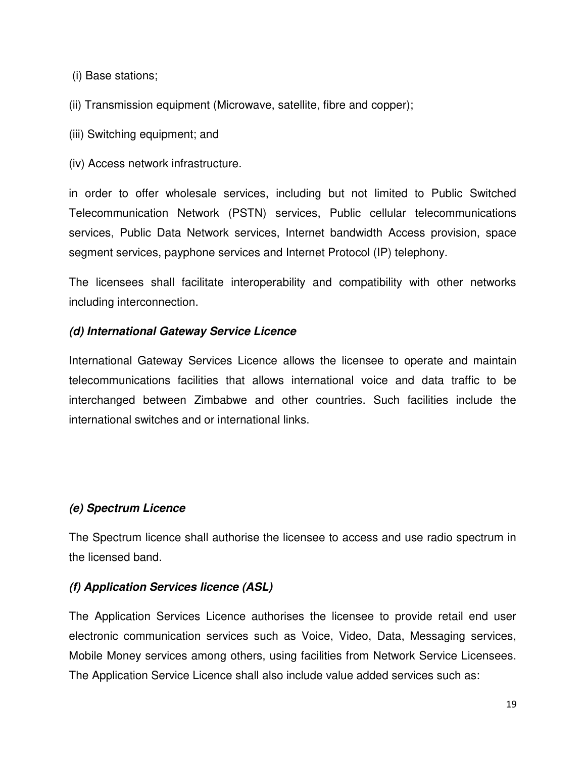(i) Base stations;

(ii) Transmission equipment (Microwave, satellite, fibre and copper);

(iii) Switching equipment; and

(iv) Access network infrastructure.

in order to offer wholesale services, including but not limited to Public Switched Telecommunication Network (PSTN) services, Public cellular telecommunications services, Public Data Network services, Internet bandwidth Access provision, space segment services, payphone services and Internet Protocol (IP) telephony.

The licensees shall facilitate interoperability and compatibility with other networks including interconnection.

***(d) International Gateway Service Licence***

International Gateway Services Licence allows the licensee to operate and maintain telecommunications facilities that allows international voice and data traffic to be interchanged between Zimbabwe and other countries. Such facilities include the international switches and or international links.

***(e) Spectrum Licence***

The Spectrum licence shall authorise the licensee to access and use radio spectrum in the licensed band.

***(f) Application Services licence (ASL)***

The Application Services Licence authorises the licensee to provide retail end user electronic communication services such as Voice, Video, Data, Messaging services, Mobile Money services among others, using facilities from Network Service Licensees. The Application Service Licence shall also include value added services such as: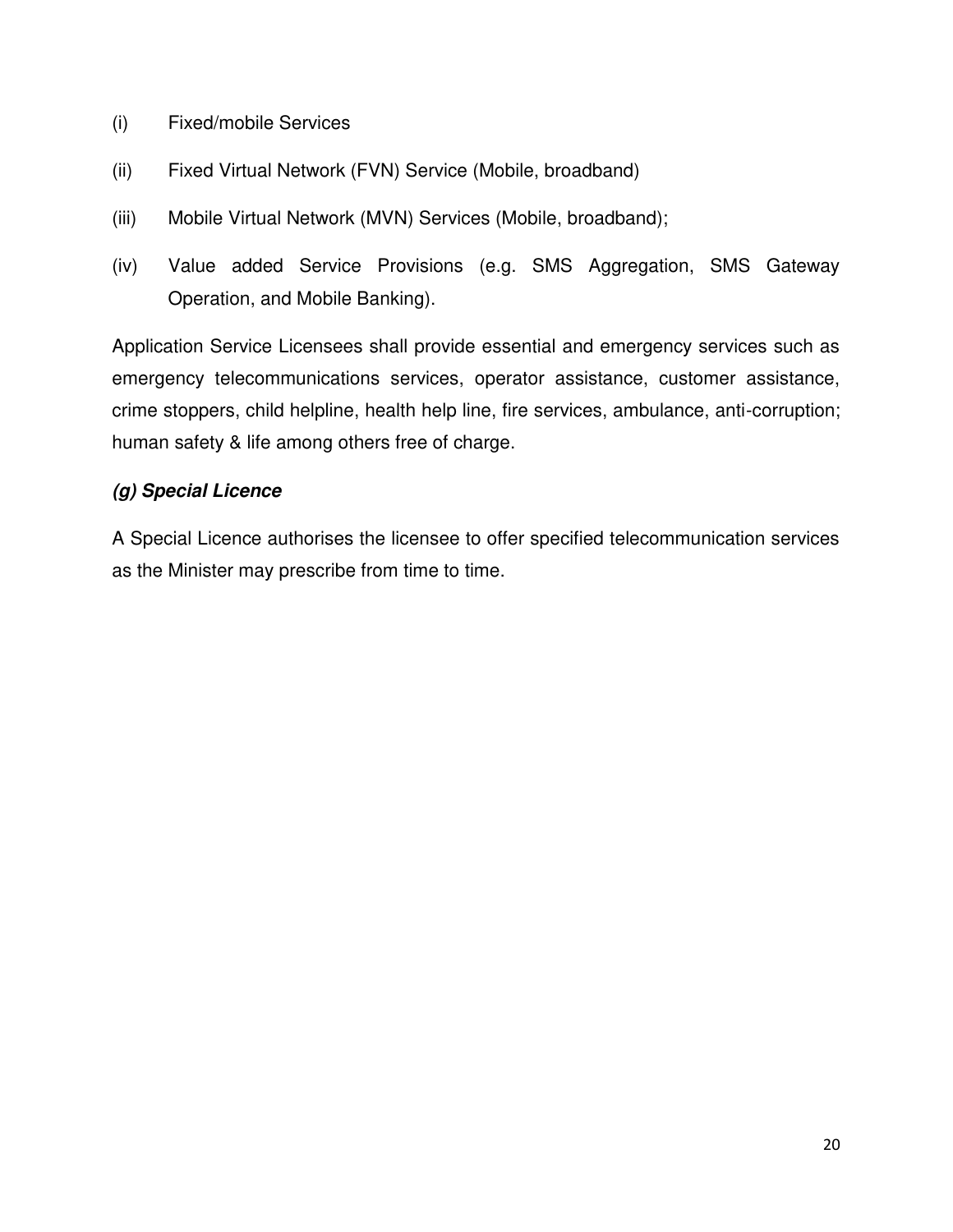(i) Fixed/mobile Services

(ii) Fixed Virtual Network (FVN) Service (Mobile, broadband)

(iii) Mobile Virtual Network (MVN) Services (Mobile, broadband);

(iv) Value added Service Provisions (e.g. SMS Aggregation, SMS Gateway Operation, and Mobile Banking).

Application Service Licensees shall provide essential and emergency services such as emergency telecommunications services, operator assistance, customer assistance, crime stoppers, child helpline, health help line, fire services, ambulance, anti-corruption; human safety & life among others free of charge.

***(g) Special Licence***

A Special Licence authorises the licensee to offer specified telecommunication services as the Minister may prescribe from time to time.